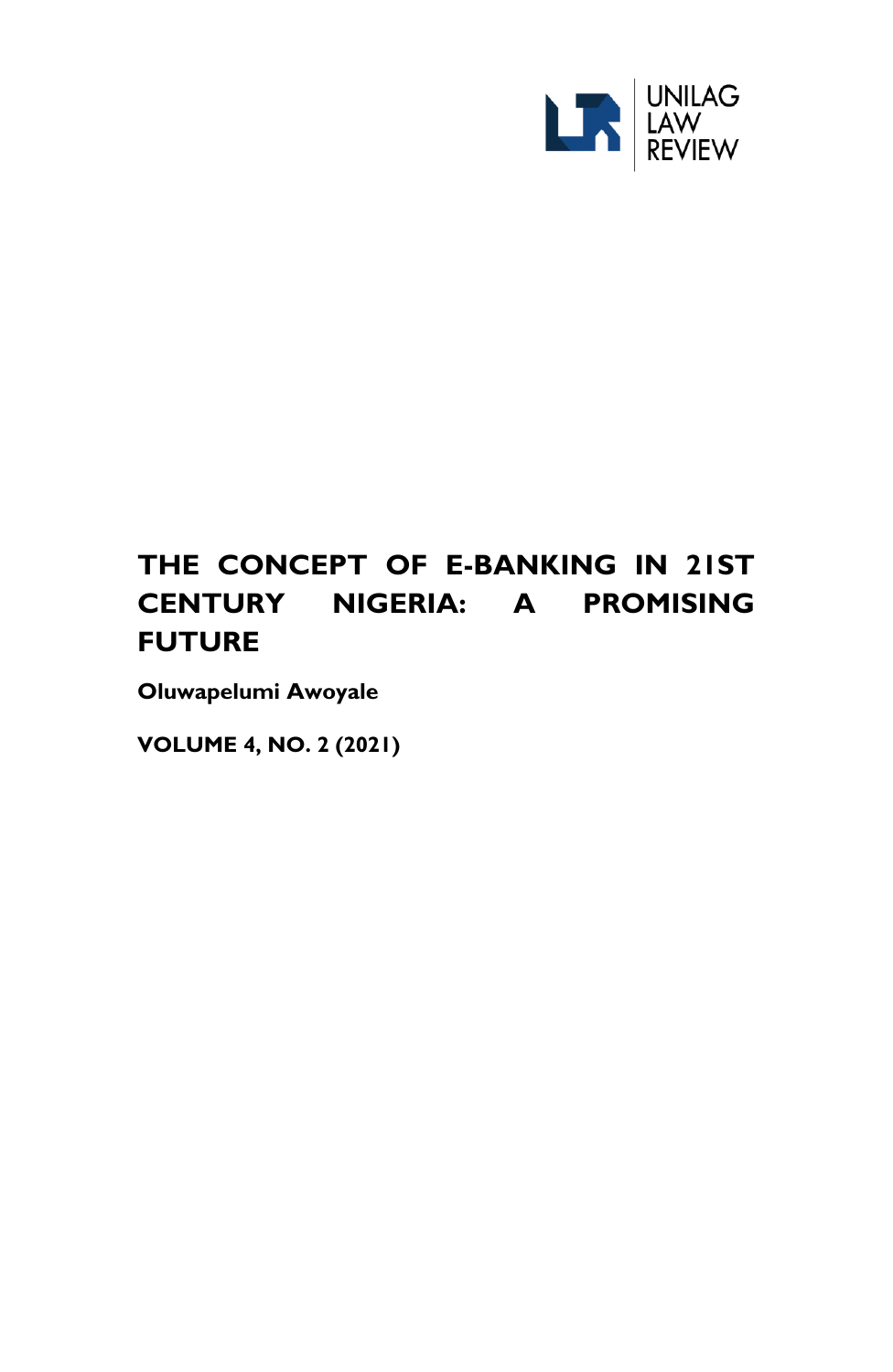UNILAG LAW REVIEW

# THE CONCEPT OF E-BANKING IN 21ST CENTURY NIGERIA: A PROMISING FUTURE

**Oluwapelumi Awoyale**

**VOLUME 4, NO. 2 (2021)**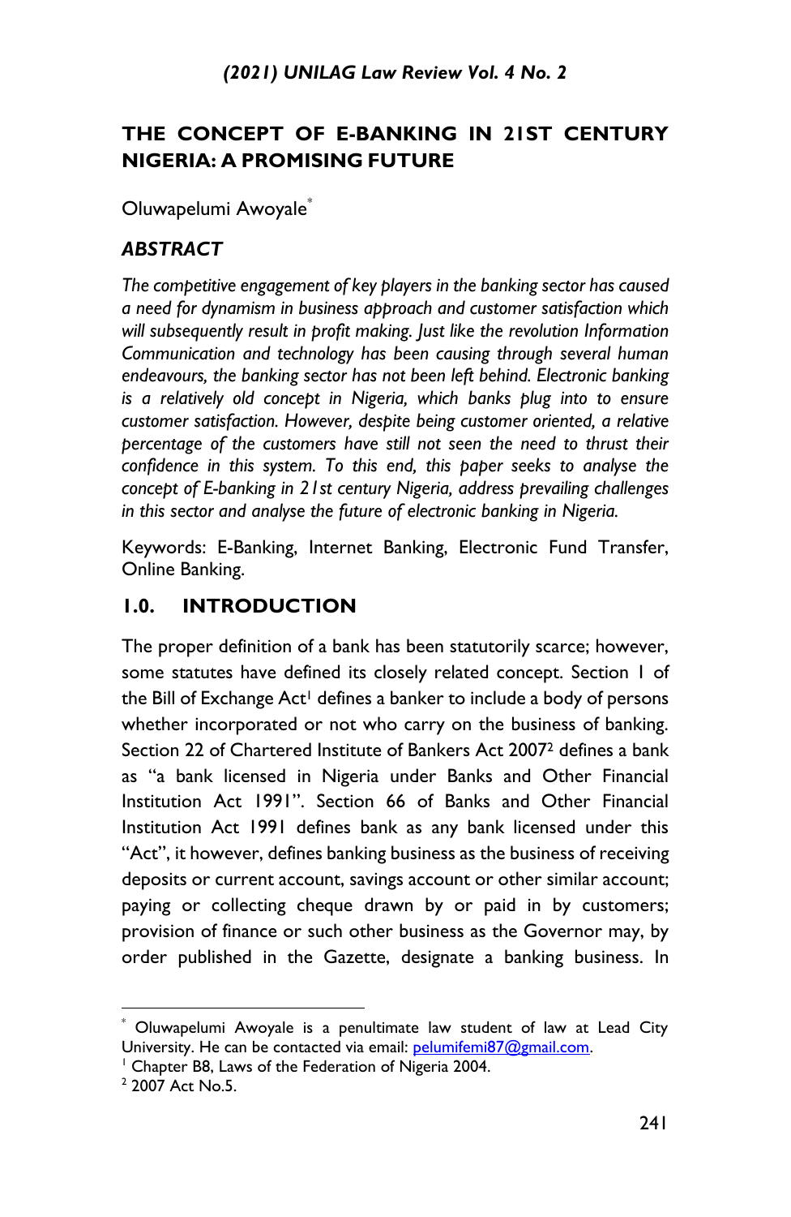# THE CONCEPT OF E-BANKING IN 21ST CENTURY NIGERIA: A PROMISING FUTURE

Oluwapelumi Awoyale[*]

## *ABSTRACT*

*The competitive engagement of key players in the banking sector has caused a need for dynamism in business approach and customer satisfaction which will subsequently result in profit making. Just like the revolution Information Communication and technology has been causing through several human endeavours, the banking sector has not been left behind. Electronic banking is a relatively old concept in Nigeria, which banks plug into to ensure customer satisfaction. However, despite being customer oriented, a relative percentage of the customers have still not seen the need to thrust their confidence in this system. To this end, this paper seeks to analyse the concept of E-banking in 21st century Nigeria, address prevailing challenges in this sector and analyse the future of electronic banking in Nigeria.*

Keywords: E-Banking, Internet Banking, Electronic Fund Transfer, Online Banking.

## 1.0. INTRODUCTION

The proper definition of a bank has been statutorily scarce; however, some statutes have defined its closely related concept. Section 1 of the Bill of Exchange Act[1] defines a banker to include a body of persons whether incorporated or not who carry on the business of banking. Section 22 of Chartered Institute of Bankers Act 2007[2] defines a bank as "a bank licensed in Nigeria under Banks and Other Financial Institution Act 1991". Section 66 of Banks and Other Financial Institution Act 1991 defines bank as any bank licensed under this "Act", it however, defines banking business as the business of receiving deposits or current account, savings account or other similar account; paying or collecting cheque drawn by or paid in by customers; provision of finance or such other business as the Governor may, by order published in the Gazette, designate a banking business. In

---

[*] Oluwapelumi Awoyale is a penultimate law student of law at Lead City University. He can be contacted via email: pelumifemi87@gmail.com.

[1] Chapter B8, Laws of the Federation of Nigeria 2004.

[2] 2007 Act No.5.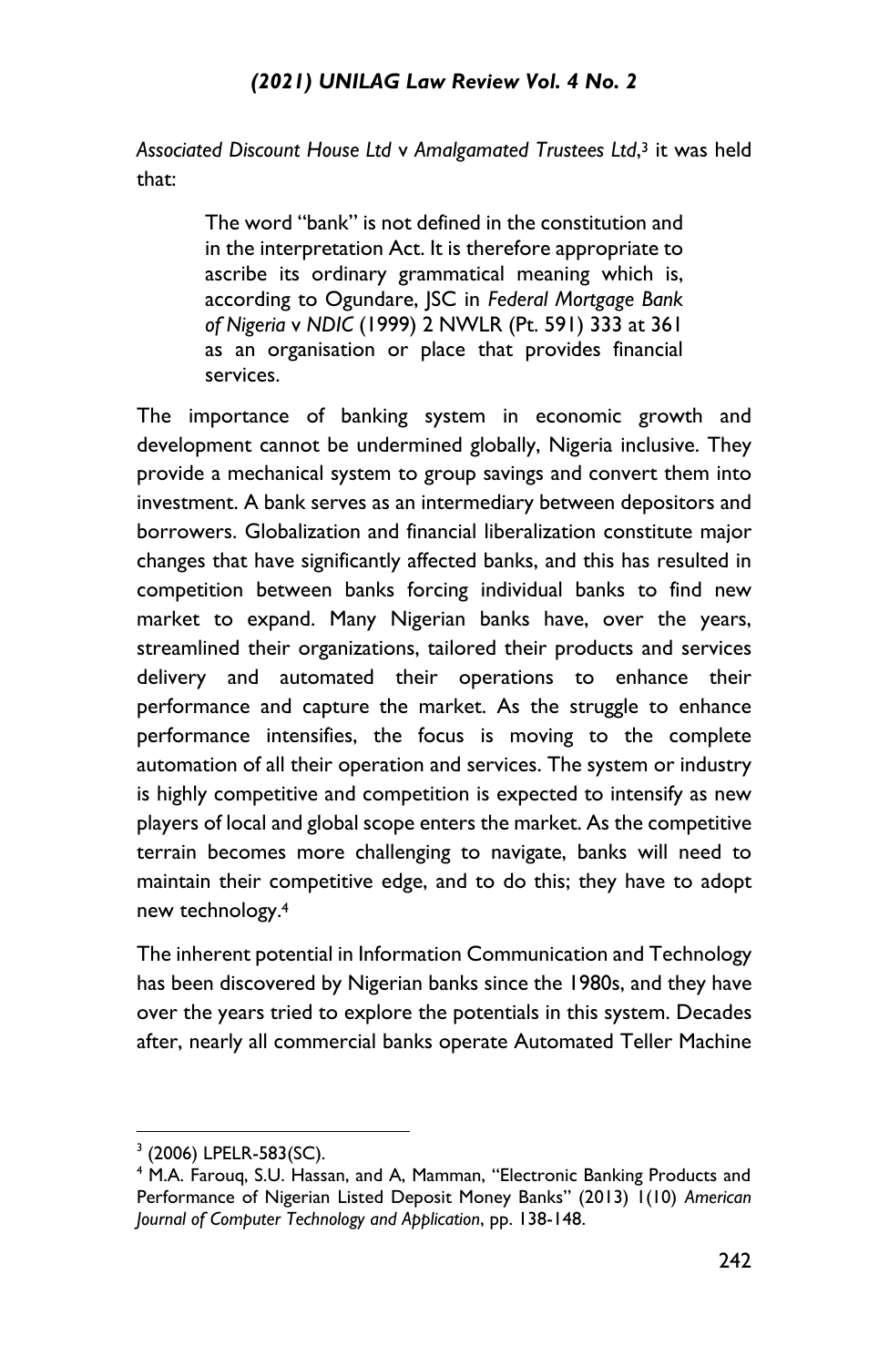*Associated Discount House Ltd* v *Amalgamated Trustees Ltd*,[3] it was held that:

> The word "bank" is not defined in the constitution and in the interpretation Act. It is therefore appropriate to ascribe its ordinary grammatical meaning which is, according to Ogundare, JSC in *Federal Mortgage Bank of Nigeria* v *NDIC* (1999) 2 NWLR (Pt. 591) 333 at 361 as an organisation or place that provides financial services.

The importance of banking system in economic growth and development cannot be undermined globally, Nigeria inclusive. They provide a mechanical system to group savings and convert them into investment. A bank serves as an intermediary between depositors and borrowers. Globalization and financial liberalization constitute major changes that have significantly affected banks, and this has resulted in competition between banks forcing individual banks to find new market to expand. Many Nigerian banks have, over the years, streamlined their organizations, tailored their products and services delivery and automated their operations to enhance their performance and capture the market. As the struggle to enhance performance intensifies, the focus is moving to the complete automation of all their operation and services. The system or industry is highly competitive and competition is expected to intensify as new players of local and global scope enters the market. As the competitive terrain becomes more challenging to navigate, banks will need to maintain their competitive edge, and to do this; they have to adopt new technology.[4]

The inherent potential in Information Communication and Technology has been discovered by Nigerian banks since the 1980s, and they have over the years tried to explore the potentials in this system. Decades after, nearly all commercial banks operate Automated Teller Machine

---

[3] (2006) LPELR-583(SC).

[4] M.A. Farouq, S.U. Hassan, and A, Mamman, "Electronic Banking Products and Performance of Nigerian Listed Deposit Money Banks" (2013) 1(10) *American Journal of Computer Technology and Application*, pp. 138-148.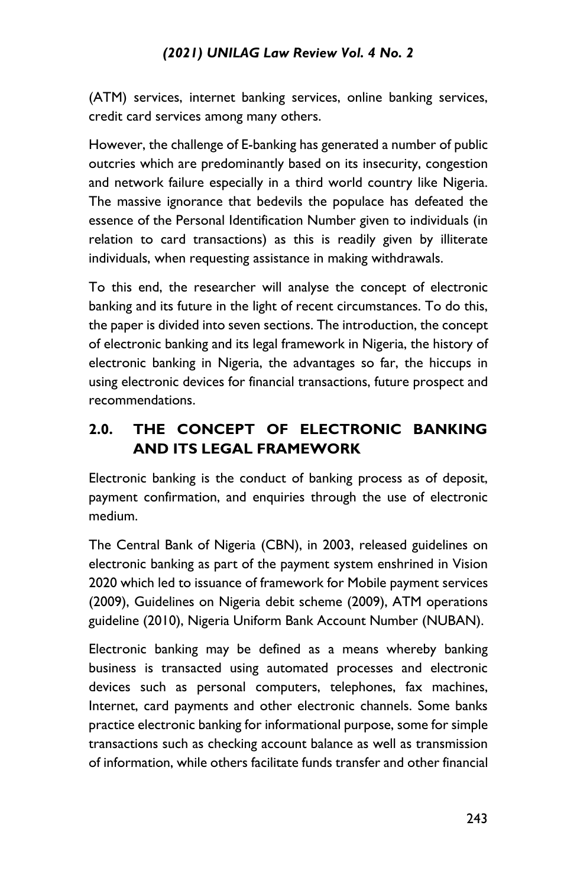(ATM) services, internet banking services, online banking services, credit card services among many others.

However, the challenge of E-banking has generated a number of public outcries which are predominantly based on its insecurity, congestion and network failure especially in a third world country like Nigeria. The massive ignorance that bedevils the populace has defeated the essence of the Personal Identification Number given to individuals (in relation to card transactions) as this is readily given by illiterate individuals, when requesting assistance in making withdrawals.

To this end, the researcher will analyse the concept of electronic banking and its future in the light of recent circumstances. To do this, the paper is divided into seven sections. The introduction, the concept of electronic banking and its legal framework in Nigeria, the history of electronic banking in Nigeria, the advantages so far, the hiccups in using electronic devices for financial transactions, future prospect and recommendations.

## 2.0. THE CONCEPT OF ELECTRONIC BANKING AND ITS LEGAL FRAMEWORK

Electronic banking is the conduct of banking process as of deposit, payment confirmation, and enquiries through the use of electronic medium.

The Central Bank of Nigeria (CBN), in 2003, released guidelines on electronic banking as part of the payment system enshrined in Vision 2020 which led to issuance of framework for Mobile payment services (2009), Guidelines on Nigeria debit scheme (2009), ATM operations guideline (2010), Nigeria Uniform Bank Account Number (NUBAN).

Electronic banking may be defined as a means whereby banking business is transacted using automated processes and electronic devices such as personal computers, telephones, fax machines, Internet, card payments and other electronic channels. Some banks practice electronic banking for informational purpose, some for simple transactions such as checking account balance as well as transmission of information, while others facilitate funds transfer and other financial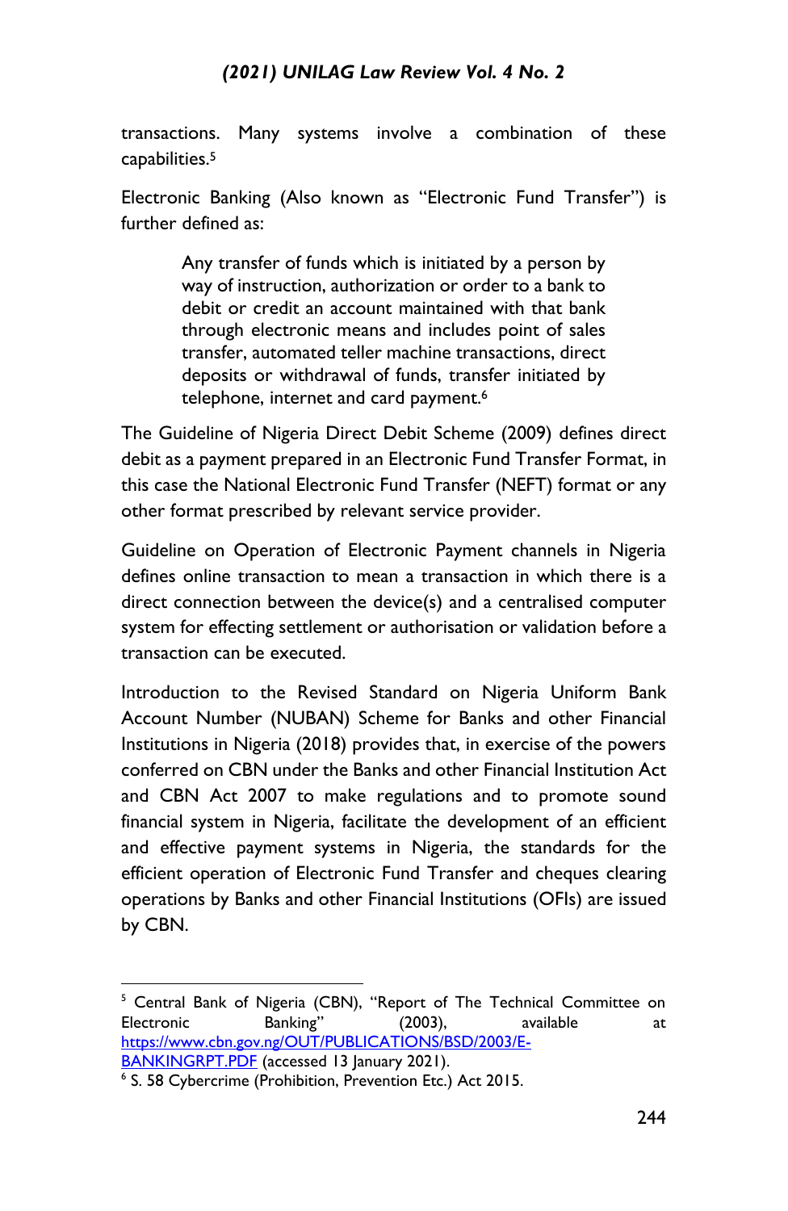transactions. Many systems involve a combination of these capabilities.[5]

Electronic Banking (Also known as "Electronic Fund Transfer") is further defined as:

> Any transfer of funds which is initiated by a person by way of instruction, authorization or order to a bank to debit or credit an account maintained with that bank through electronic means and includes point of sales transfer, automated teller machine transactions, direct deposits or withdrawal of funds, transfer initiated by telephone, internet and card payment.[6]

The Guideline of Nigeria Direct Debit Scheme (2009) defines direct debit as a payment prepared in an Electronic Fund Transfer Format, in this case the National Electronic Fund Transfer (NEFT) format or any other format prescribed by relevant service provider.

Guideline on Operation of Electronic Payment channels in Nigeria defines online transaction to mean a transaction in which there is a direct connection between the device(s) and a centralised computer system for effecting settlement or authorisation or validation before a transaction can be executed.

Introduction to the Revised Standard on Nigeria Uniform Bank Account Number (NUBAN) Scheme for Banks and other Financial Institutions in Nigeria (2018) provides that, in exercise of the powers conferred on CBN under the Banks and other Financial Institution Act and CBN Act 2007 to make regulations and to promote sound financial system in Nigeria, facilitate the development of an efficient and effective payment systems in Nigeria, the standards for the efficient operation of Electronic Fund Transfer and cheques clearing operations by Banks and other Financial Institutions (OFIs) are issued by CBN.

---

[5] Central Bank of Nigeria (CBN), "Report of The Technical Committee on Electronic Banking" (2003), available at https://www.cbn.gov.ng/OUT/PUBLICATIONS/BSD/2003/E-BANKINGRPT.PDF (accessed 13 January 2021).

[6] S. 58 Cybercrime (Prohibition, Prevention Etc.) Act 2015.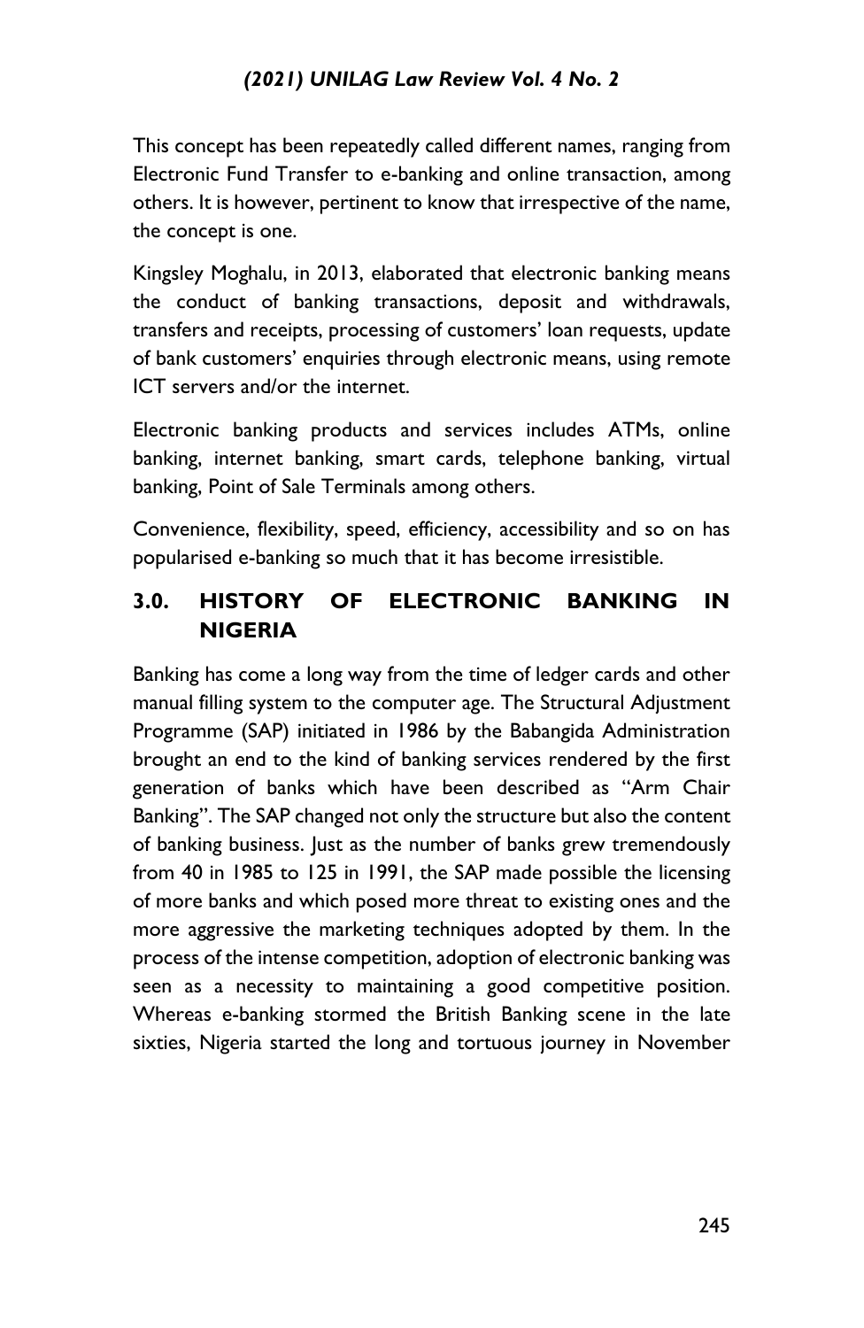This concept has been repeatedly called different names, ranging from Electronic Fund Transfer to e-banking and online transaction, among others. It is however, pertinent to know that irrespective of the name, the concept is one.

Kingsley Moghalu, in 2013, elaborated that electronic banking means the conduct of banking transactions, deposit and withdrawals, transfers and receipts, processing of customers' loan requests, update of bank customers' enquiries through electronic means, using remote ICT servers and/or the internet.

Electronic banking products and services includes ATMs, online banking, internet banking, smart cards, telephone banking, virtual banking, Point of Sale Terminals among others.

Convenience, flexibility, speed, efficiency, accessibility and so on has popularised e-banking so much that it has become irresistible.

## 3.0. HISTORY OF ELECTRONIC BANKING IN NIGERIA

Banking has come a long way from the time of ledger cards and other manual filling system to the computer age. The Structural Adjustment Programme (SAP) initiated in 1986 by the Babangida Administration brought an end to the kind of banking services rendered by the first generation of banks which have been described as "Arm Chair Banking". The SAP changed not only the structure but also the content of banking business. Just as the number of banks grew tremendously from 40 in 1985 to 125 in 1991, the SAP made possible the licensing of more banks and which posed more threat to existing ones and the more aggressive the marketing techniques adopted by them. In the process of the intense competition, adoption of electronic banking was seen as a necessity to maintaining a good competitive position. Whereas e-banking stormed the British Banking scene in the late sixties, Nigeria started the long and tortuous journey in November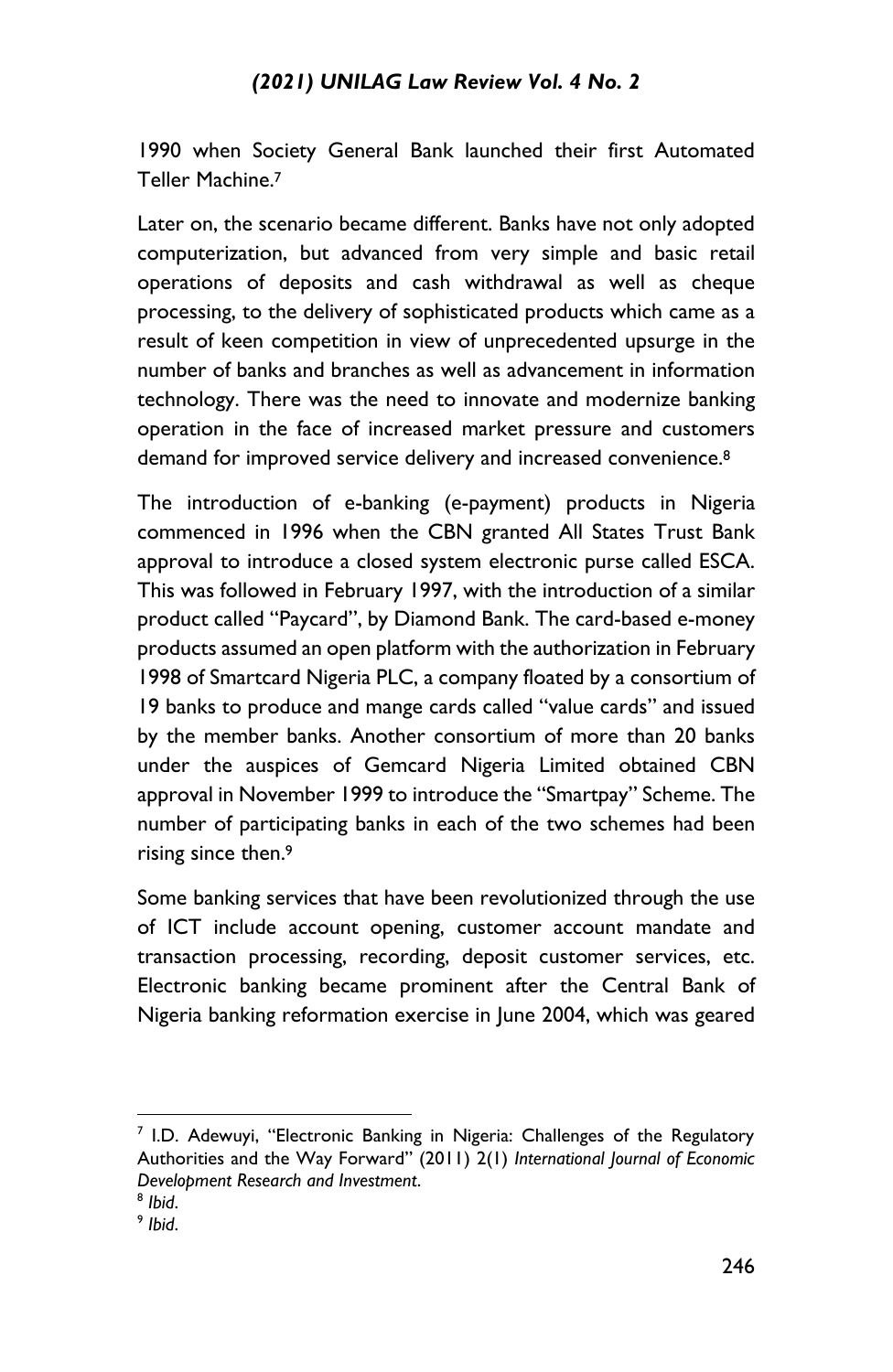1990 when Society General Bank launched their first Automated Teller Machine.[7]

Later on, the scenario became different. Banks have not only adopted computerization, but advanced from very simple and basic retail operations of deposits and cash withdrawal as well as cheque processing, to the delivery of sophisticated products which came as a result of keen competition in view of unprecedented upsurge in the number of banks and branches as well as advancement in information technology. There was the need to innovate and modernize banking operation in the face of increased market pressure and customers demand for improved service delivery and increased convenience.[8]

The introduction of e-banking (e-payment) products in Nigeria commenced in 1996 when the CBN granted All States Trust Bank approval to introduce a closed system electronic purse called ESCA. This was followed in February 1997, with the introduction of a similar product called "Paycard", by Diamond Bank. The card-based e-money products assumed an open platform with the authorization in February 1998 of Smartcard Nigeria PLC, a company floated by a consortium of 19 banks to produce and mange cards called "value cards" and issued by the member banks. Another consortium of more than 20 banks under the auspices of Gemcard Nigeria Limited obtained CBN approval in November 1999 to introduce the "Smartpay" Scheme. The number of participating banks in each of the two schemes had been rising since then.[9]

Some banking services that have been revolutionized through the use of ICT include account opening, customer account mandate and transaction processing, recording, deposit customer services, etc. Electronic banking became prominent after the Central Bank of Nigeria banking reformation exercise in June 2004, which was geared

---

[7] I.D. Adewuyi, "Electronic Banking in Nigeria: Challenges of the Regulatory Authorities and the Way Forward" (2011) 2(1) *International Journal of Economic Development Research and Investment*.

[8] *Ibid*.

[9] *Ibid*.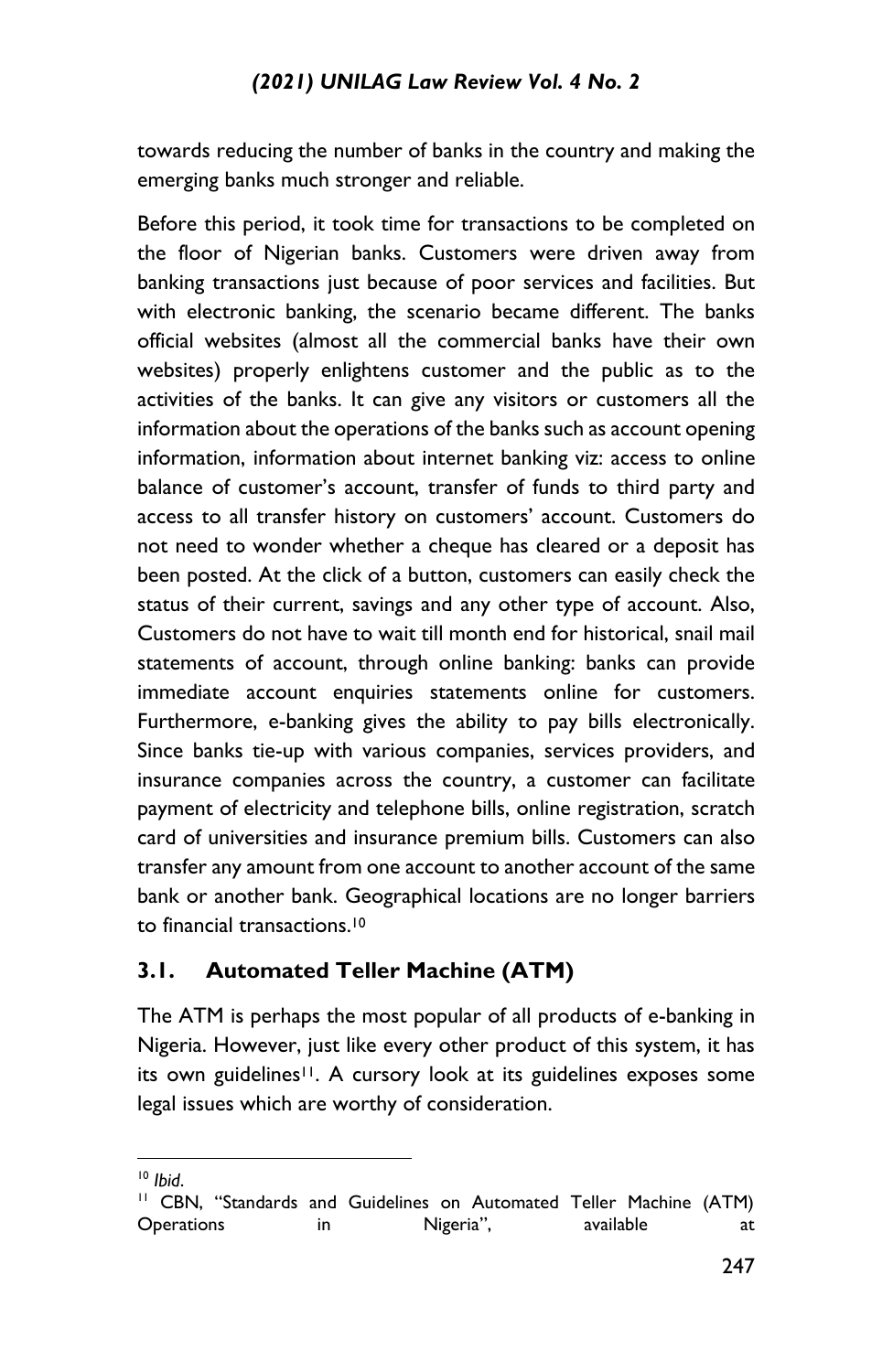towards reducing the number of banks in the country and making the emerging banks much stronger and reliable.

Before this period, it took time for transactions to be completed on the floor of Nigerian banks. Customers were driven away from banking transactions just because of poor services and facilities. But with electronic banking, the scenario became different. The banks official websites (almost all the commercial banks have their own websites) properly enlightens customer and the public as to the activities of the banks. It can give any visitors or customers all the information about the operations of the banks such as account opening information, information about internet banking viz: access to online balance of customer's account, transfer of funds to third party and access to all transfer history on customers' account. Customers do not need to wonder whether a cheque has cleared or a deposit has been posted. At the click of a button, customers can easily check the status of their current, savings and any other type of account. Also, Customers do not have to wait till month end for historical, snail mail statements of account, through online banking: banks can provide immediate account enquiries statements online for customers. Furthermore, e-banking gives the ability to pay bills electronically. Since banks tie-up with various companies, services providers, and insurance companies across the country, a customer can facilitate payment of electricity and telephone bills, online registration, scratch card of universities and insurance premium bills. Customers can also transfer any amount from one account to another account of the same bank or another bank. Geographical locations are no longer barriers to financial transactions.[10]

## 3.1. Automated Teller Machine (ATM)

The ATM is perhaps the most popular of all products of e-banking in Nigeria. However, just like every other product of this system, it has its own guidelines[11]. A cursory look at its guidelines exposes some legal issues which are worthy of consideration.

---

[10] *Ibid*.

[11] CBN, "Standards and Guidelines on Automated Teller Machine (ATM) Operations in Nigeria", available at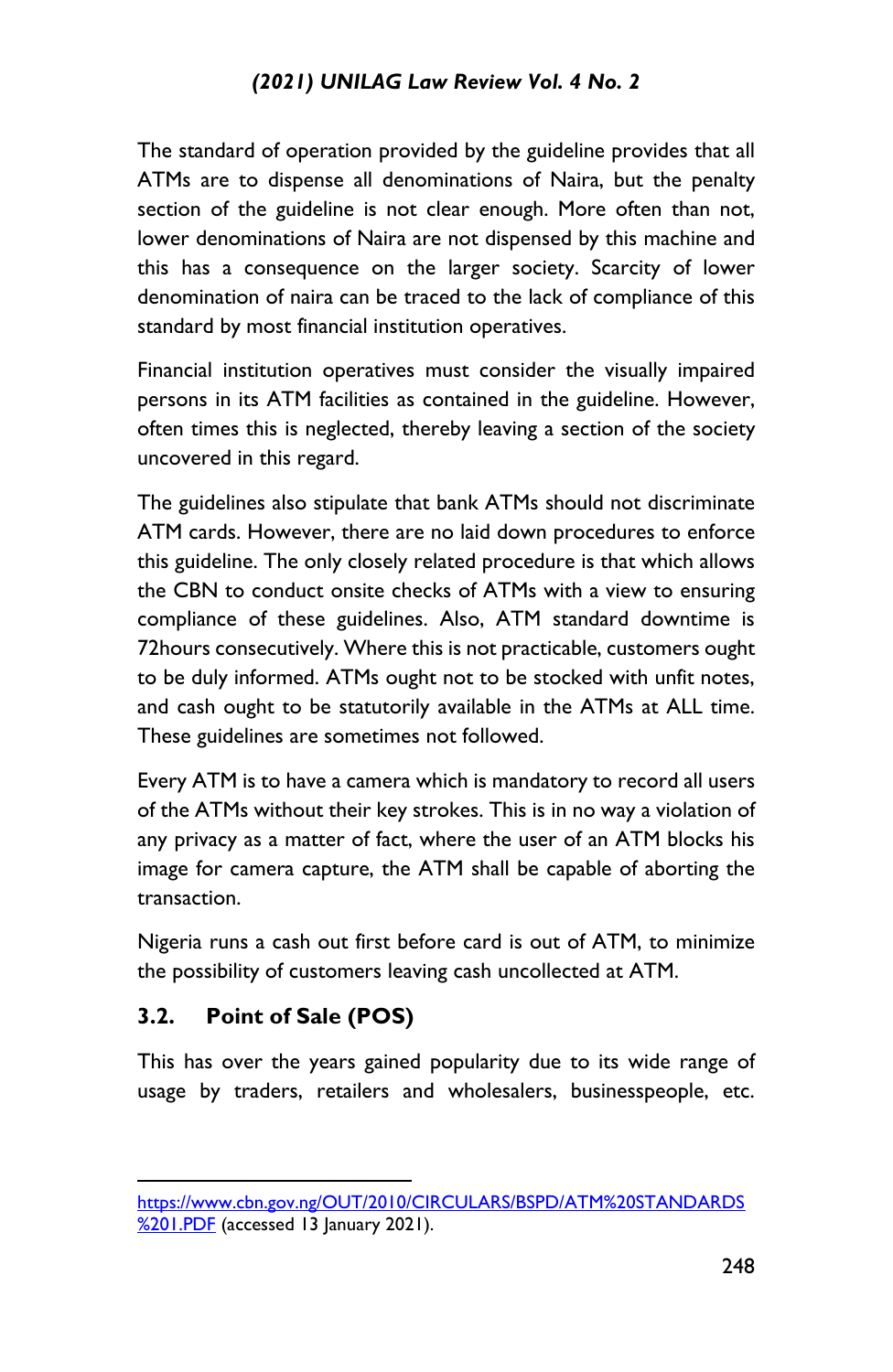The standard of operation provided by the guideline provides that all ATMs are to dispense all denominations of Naira, but the penalty section of the guideline is not clear enough. More often than not, lower denominations of Naira are not dispensed by this machine and this has a consequence on the larger society. Scarcity of lower denomination of naira can be traced to the lack of compliance of this standard by most financial institution operatives.

Financial institution operatives must consider the visually impaired persons in its ATM facilities as contained in the guideline. However, often times this is neglected, thereby leaving a section of the society uncovered in this regard.

The guidelines also stipulate that bank ATMs should not discriminate ATM cards. However, there are no laid down procedures to enforce this guideline. The only closely related procedure is that which allows the CBN to conduct onsite checks of ATMs with a view to ensuring compliance of these guidelines. Also, ATM standard downtime is 72hours consecutively. Where this is not practicable, customers ought to be duly informed. ATMs ought not to be stocked with unfit notes, and cash ought to be statutorily available in the ATMs at ALL time. These guidelines are sometimes not followed.

Every ATM is to have a camera which is mandatory to record all users of the ATMs without their key strokes. This is in no way a violation of any privacy as a matter of fact, where the user of an ATM blocks his image for camera capture, the ATM shall be capable of aborting the transaction.

Nigeria runs a cash out first before card is out of ATM, to minimize the possibility of customers leaving cash uncollected at ATM.

## 3.2. Point of Sale (POS)

This has over the years gained popularity due to its wide range of usage by traders, retailers and wholesalers, businesspeople, etc.

---

https://www.cbn.gov.ng/OUT/2010/CIRCULARS/BSPD/ATM%20STANDARDS%201.PDF (accessed 13 January 2021).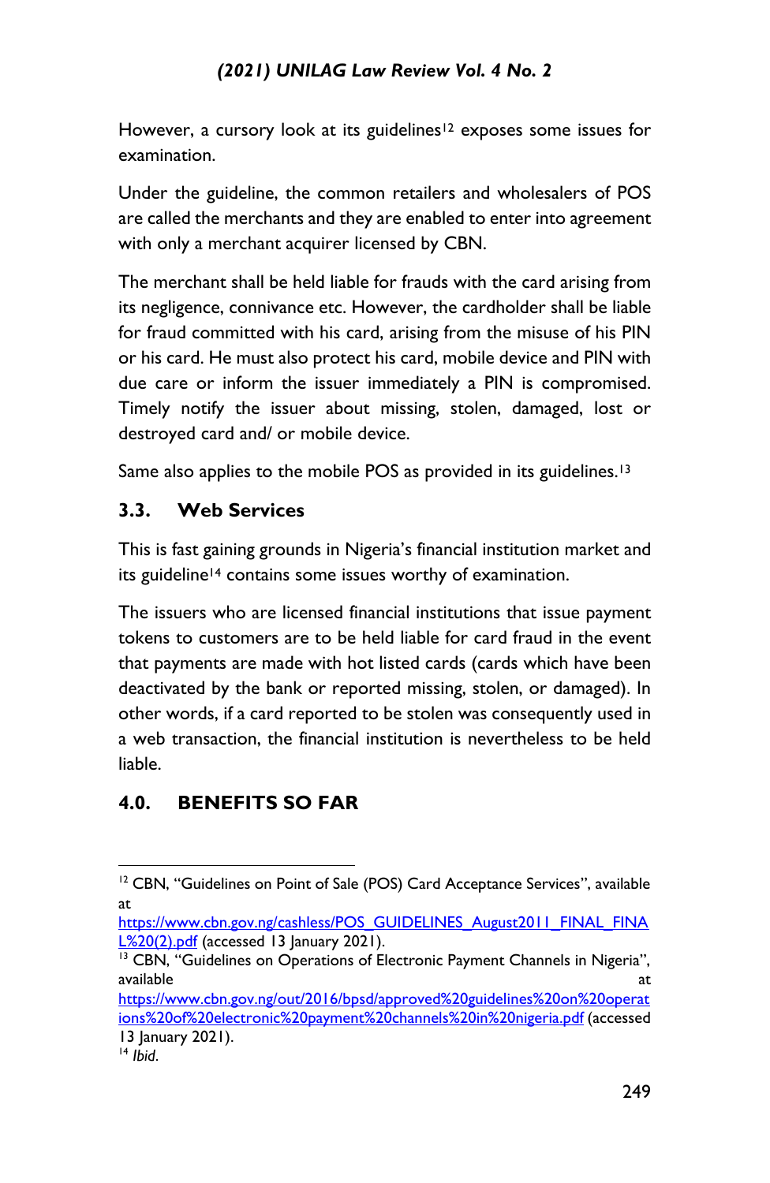However, a cursory look at its guidelines[12] exposes some issues for examination.

Under the guideline, the common retailers and wholesalers of POS are called the merchants and they are enabled to enter into agreement with only a merchant acquirer licensed by CBN.

The merchant shall be held liable for frauds with the card arising from its negligence, connivance etc. However, the cardholder shall be liable for fraud committed with his card, arising from the misuse of his PIN or his card. He must also protect his card, mobile device and PIN with due care or inform the issuer immediately a PIN is compromised. Timely notify the issuer about missing, stolen, damaged, lost or destroyed card and/ or mobile device.

Same also applies to the mobile POS as provided in its guidelines.[13]

### 3.3. Web Services

This is fast gaining grounds in Nigeria's financial institution market and its guideline[14] contains some issues worthy of examination.

The issuers who are licensed financial institutions that issue payment tokens to customers are to be held liable for card fraud in the event that payments are made with hot listed cards (cards which have been deactivated by the bank or reported missing, stolen, or damaged). In other words, if a card reported to be stolen was consequently used in a web transaction, the financial institution is nevertheless to be held liable.

## 4.0. BENEFITS SO FAR

---

[12] CBN, "Guidelines on Point of Sale (POS) Card Acceptance Services", available at https://www.cbn.gov.ng/cashless/POS_GUIDELINES_August2011_FINAL_FINAL%20(2).pdf (accessed 13 January 2021).

[13] CBN, "Guidelines on Operations of Electronic Payment Channels in Nigeria", available at https://www.cbn.gov.ng/out/2016/bpsd/approved%20guidelines%20on%20operations%20of%20electronic%20payment%20channels%20in%20nigeria.pdf (accessed 13 January 2021).

[14] *Ibid*.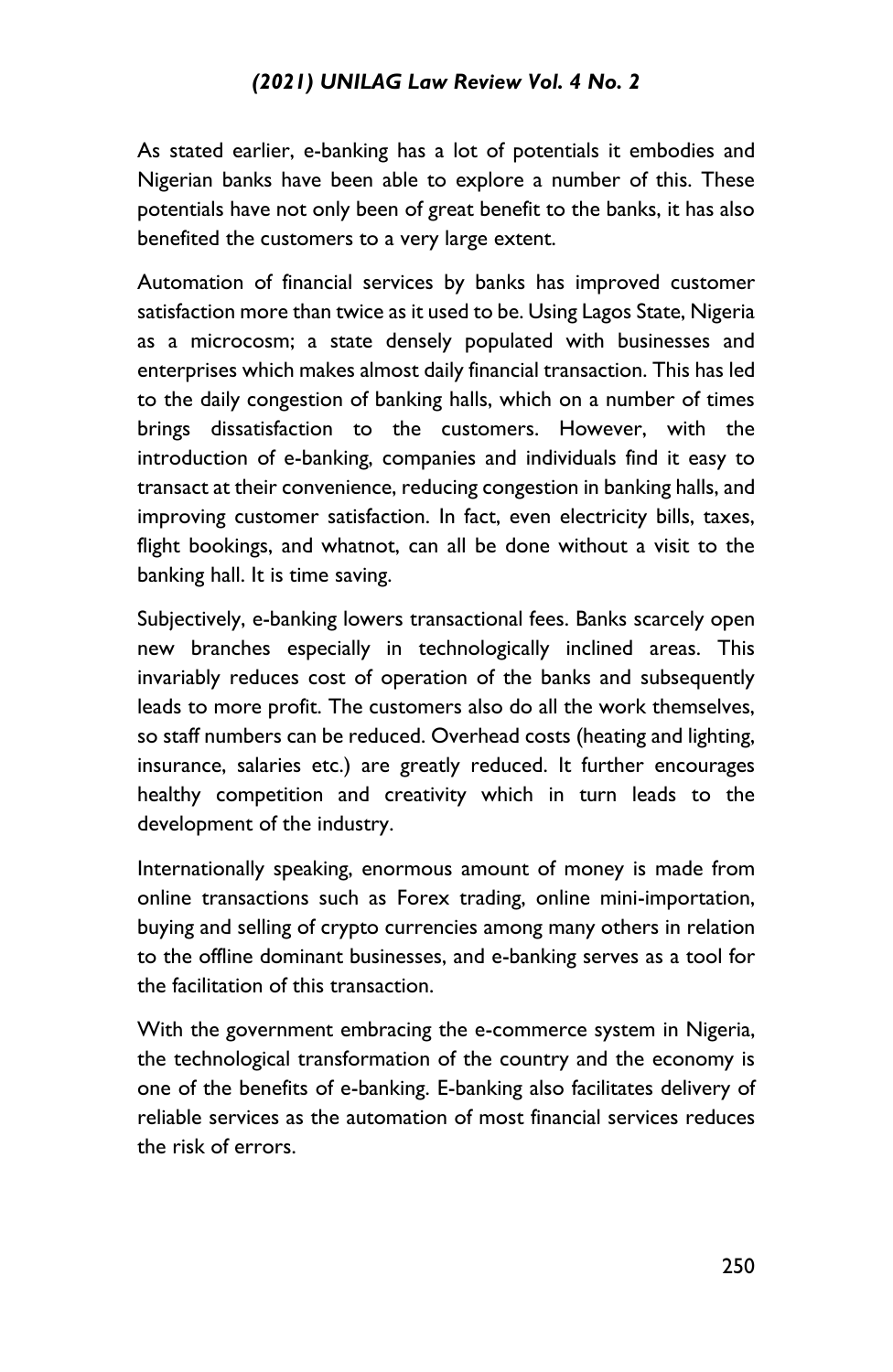As stated earlier, e-banking has a lot of potentials it embodies and Nigerian banks have been able to explore a number of this. These potentials have not only been of great benefit to the banks, it has also benefited the customers to a very large extent.

Automation of financial services by banks has improved customer satisfaction more than twice as it used to be. Using Lagos State, Nigeria as a microcosm; a state densely populated with businesses and enterprises which makes almost daily financial transaction. This has led to the daily congestion of banking halls, which on a number of times brings dissatisfaction to the customers. However, with the introduction of e-banking, companies and individuals find it easy to transact at their convenience, reducing congestion in banking halls, and improving customer satisfaction. In fact, even electricity bills, taxes, flight bookings, and whatnot, can all be done without a visit to the banking hall. It is time saving.

Subjectively, e-banking lowers transactional fees. Banks scarcely open new branches especially in technologically inclined areas. This invariably reduces cost of operation of the banks and subsequently leads to more profit. The customers also do all the work themselves, so staff numbers can be reduced. Overhead costs (heating and lighting, insurance, salaries etc.) are greatly reduced. It further encourages healthy competition and creativity which in turn leads to the development of the industry.

Internationally speaking, enormous amount of money is made from online transactions such as Forex trading, online mini-importation, buying and selling of crypto currencies among many others in relation to the offline dominant businesses, and e-banking serves as a tool for the facilitation of this transaction.

With the government embracing the e-commerce system in Nigeria, the technological transformation of the country and the economy is one of the benefits of e-banking. E-banking also facilitates delivery of reliable services as the automation of most financial services reduces the risk of errors.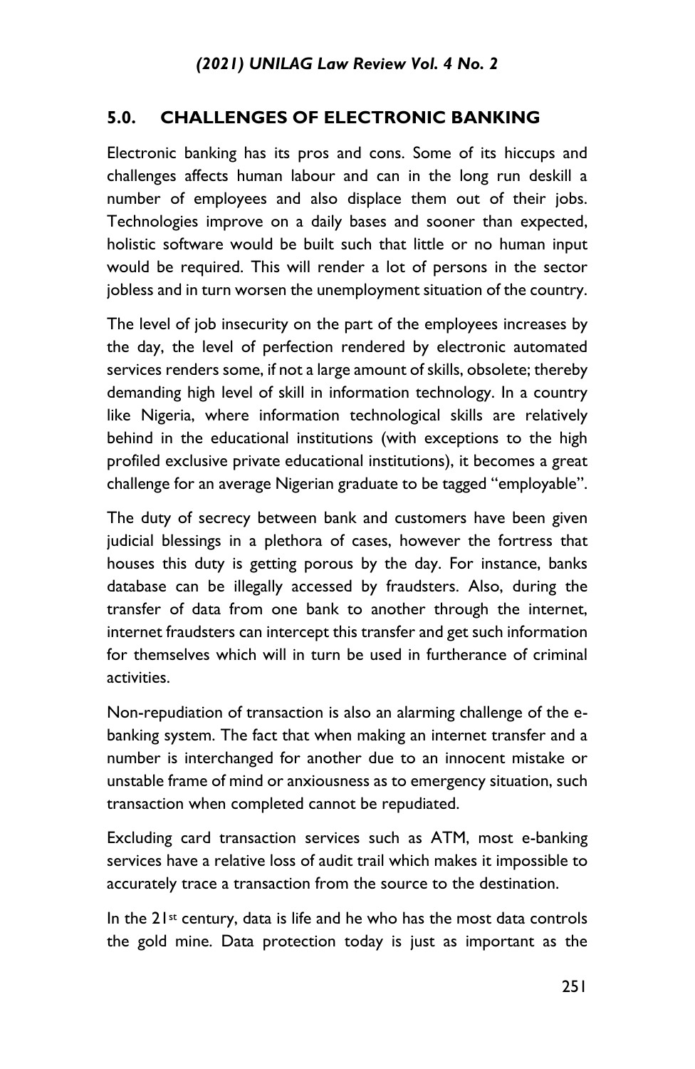## 5.0. CHALLENGES OF ELECTRONIC BANKING

Electronic banking has its pros and cons. Some of its hiccups and challenges affects human labour and can in the long run deskill a number of employees and also displace them out of their jobs. Technologies improve on a daily bases and sooner than expected, holistic software would be built such that little or no human input would be required. This will render a lot of persons in the sector jobless and in turn worsen the unemployment situation of the country.

The level of job insecurity on the part of the employees increases by the day, the level of perfection rendered by electronic automated services renders some, if not a large amount of skills, obsolete; thereby demanding high level of skill in information technology. In a country like Nigeria, where information technological skills are relatively behind in the educational institutions (with exceptions to the high profiled exclusive private educational institutions), it becomes a great challenge for an average Nigerian graduate to be tagged "employable".

The duty of secrecy between bank and customers have been given judicial blessings in a plethora of cases, however the fortress that houses this duty is getting porous by the day. For instance, banks database can be illegally accessed by fraudsters. Also, during the transfer of data from one bank to another through the internet, internet fraudsters can intercept this transfer and get such information for themselves which will in turn be used in furtherance of criminal activities.

Non-repudiation of transaction is also an alarming challenge of the e-banking system. The fact that when making an internet transfer and a number is interchanged for another due to an innocent mistake or unstable frame of mind or anxiousness as to emergency situation, such transaction when completed cannot be repudiated.

Excluding card transaction services such as ATM, most e-banking services have a relative loss of audit trail which makes it impossible to accurately trace a transaction from the source to the destination.

In the 21st century, data is life and he who has the most data controls the gold mine. Data protection today is just as important as the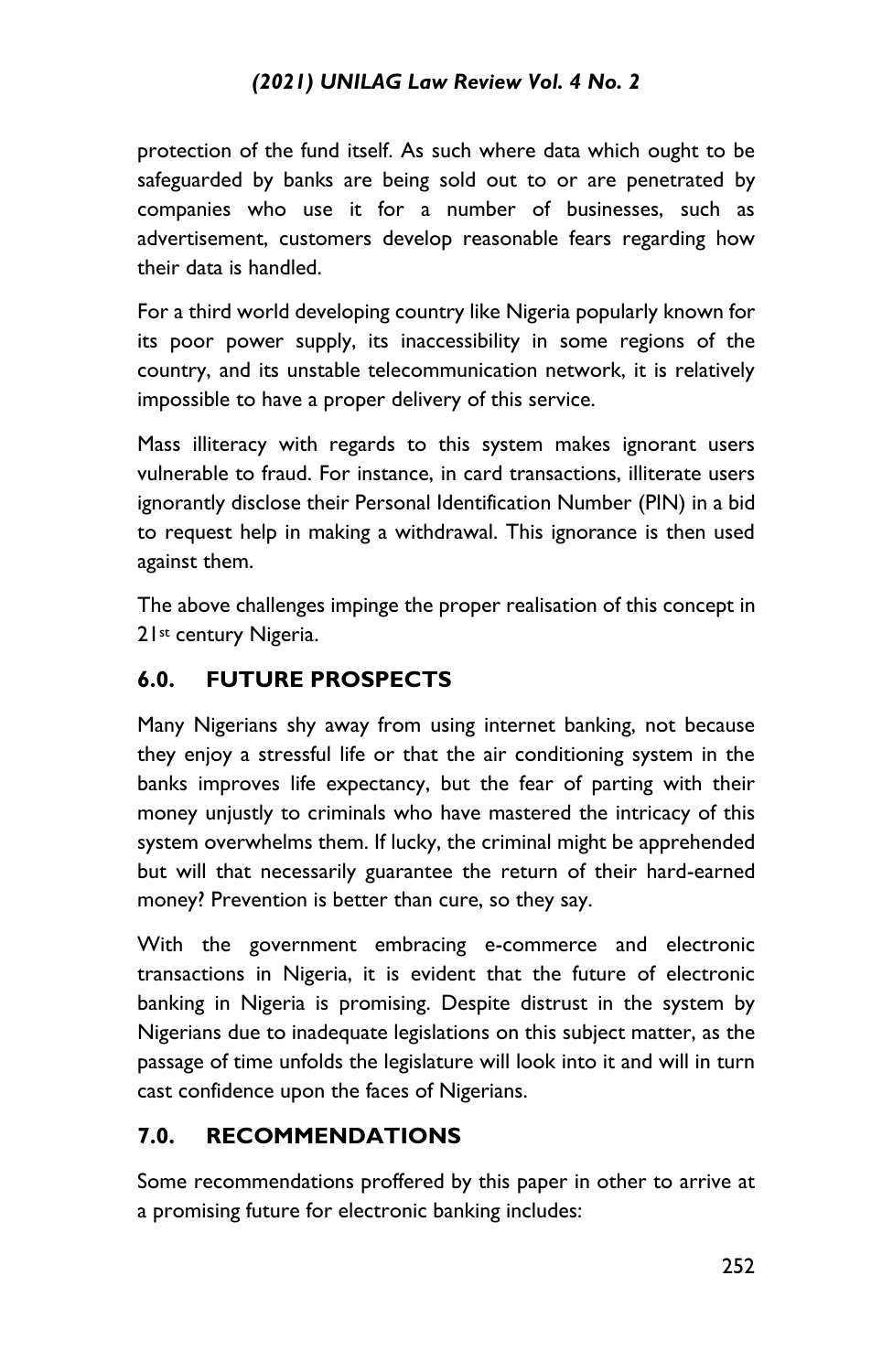protection of the fund itself. As such where data which ought to be safeguarded by banks are being sold out to or are penetrated by companies who use it for a number of businesses, such as advertisement, customers develop reasonable fears regarding how their data is handled.

For a third world developing country like Nigeria popularly known for its poor power supply, its inaccessibility in some regions of the country, and its unstable telecommunication network, it is relatively impossible to have a proper delivery of this service.

Mass illiteracy with regards to this system makes ignorant users vulnerable to fraud. For instance, in card transactions, illiterate users ignorantly disclose their Personal Identification Number (PIN) in a bid to request help in making a withdrawal. This ignorance is then used against them.

The above challenges impinge the proper realisation of this concept in 21st century Nigeria.

## 6.0. FUTURE PROSPECTS

Many Nigerians shy away from using internet banking, not because they enjoy a stressful life or that the air conditioning system in the banks improves life expectancy, but the fear of parting with their money unjustly to criminals who have mastered the intricacy of this system overwhelms them. If lucky, the criminal might be apprehended but will that necessarily guarantee the return of their hard-earned money? Prevention is better than cure, so they say.

With the government embracing e-commerce and electronic transactions in Nigeria, it is evident that the future of electronic banking in Nigeria is promising. Despite distrust in the system by Nigerians due to inadequate legislations on this subject matter, as the passage of time unfolds the legislature will look into it and will in turn cast confidence upon the faces of Nigerians.

## 7.0. RECOMMENDATIONS

Some recommendations proffered by this paper in other to arrive at a promising future for electronic banking includes: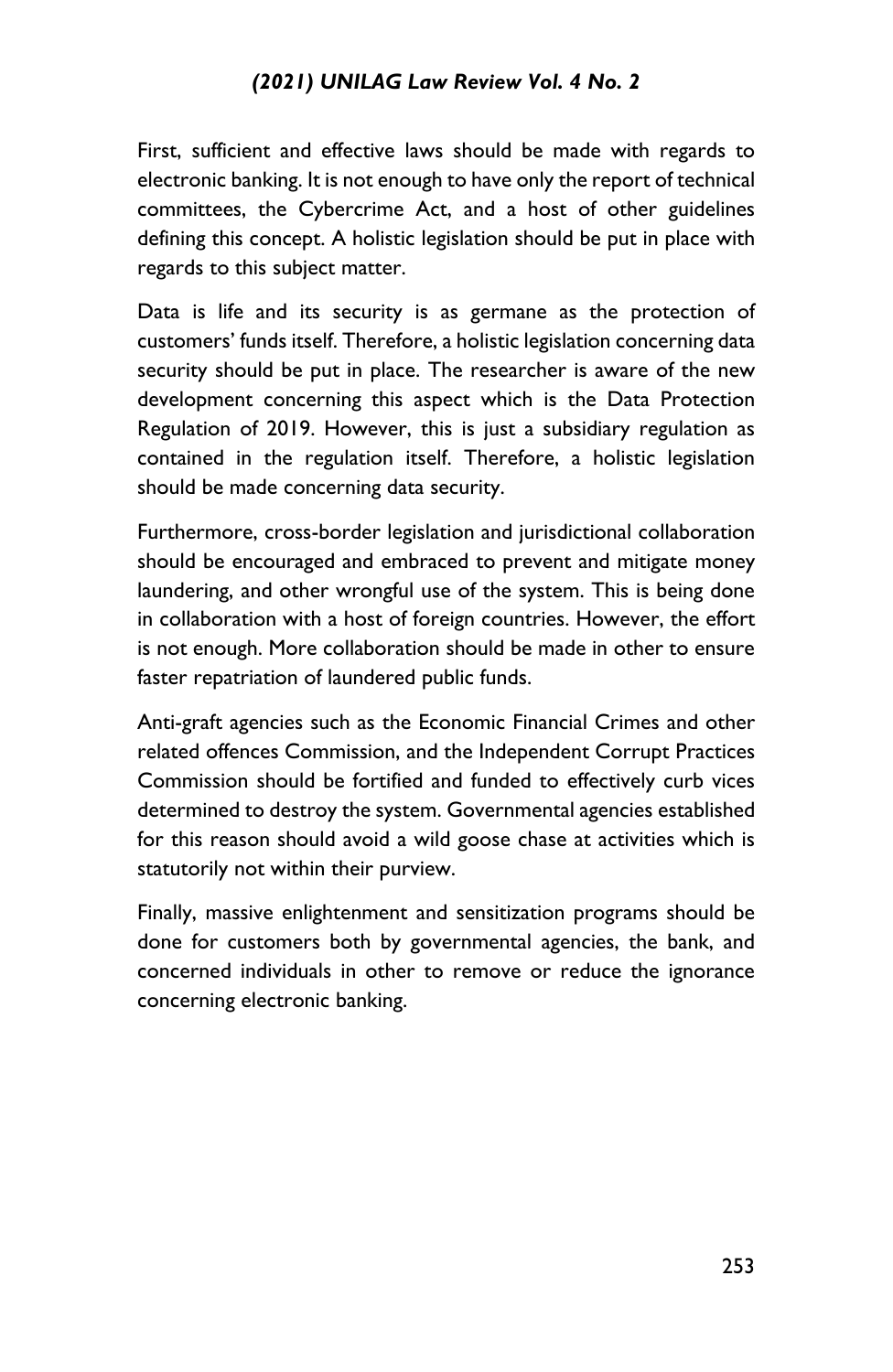First, sufficient and effective laws should be made with regards to electronic banking. It is not enough to have only the report of technical committees, the Cybercrime Act, and a host of other guidelines defining this concept. A holistic legislation should be put in place with regards to this subject matter.

Data is life and its security is as germane as the protection of customers' funds itself. Therefore, a holistic legislation concerning data security should be put in place. The researcher is aware of the new development concerning this aspect which is the Data Protection Regulation of 2019. However, this is just a subsidiary regulation as contained in the regulation itself. Therefore, a holistic legislation should be made concerning data security.

Furthermore, cross-border legislation and jurisdictional collaboration should be encouraged and embraced to prevent and mitigate money laundering, and other wrongful use of the system. This is being done in collaboration with a host of foreign countries. However, the effort is not enough. More collaboration should be made in other to ensure faster repatriation of laundered public funds.

Anti-graft agencies such as the Economic Financial Crimes and other related offences Commission, and the Independent Corrupt Practices Commission should be fortified and funded to effectively curb vices determined to destroy the system. Governmental agencies established for this reason should avoid a wild goose chase at activities which is statutorily not within their purview.

Finally, massive enlightenment and sensitization programs should be done for customers both by governmental agencies, the bank, and concerned individuals in other to remove or reduce the ignorance concerning electronic banking.